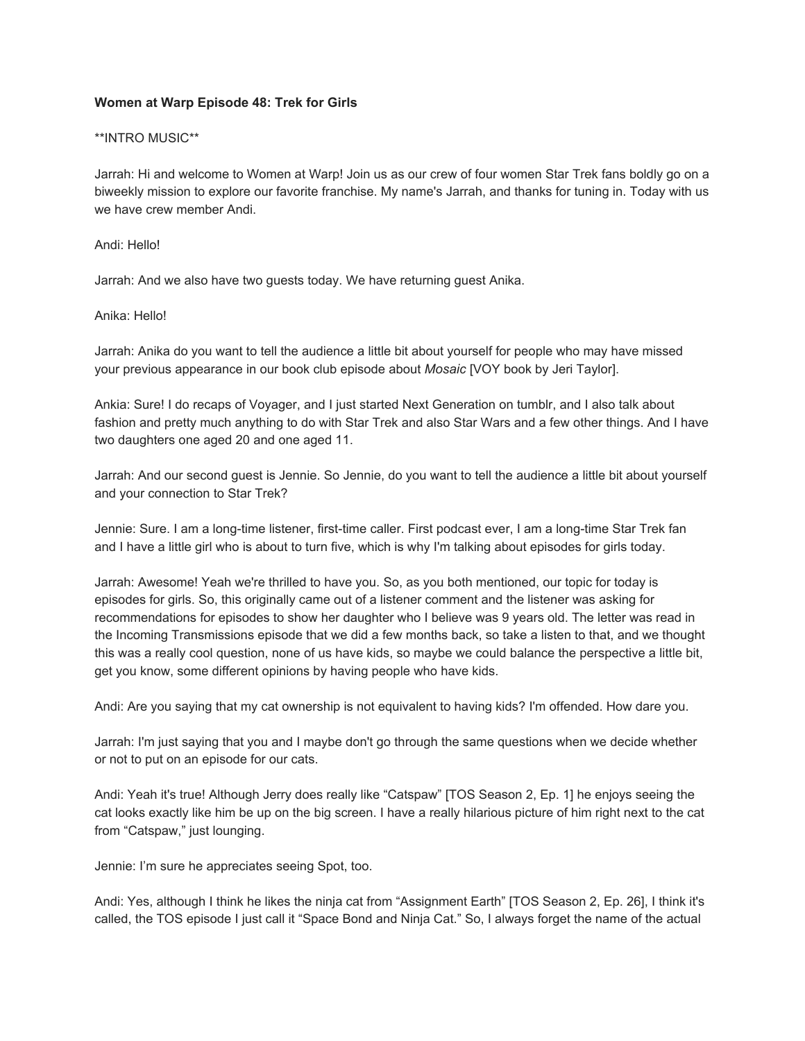**Women at Warp Episode 48: Trek for Girls**

**INTRO MUSIC**

Jarrah: Hi and welcome to Women at Warp! Join us as our crew of four women Star Trek fans boldly go on a biweekly mission to explore our favorite franchise. My name's Jarrah, and thanks for tuning in. Today with us we have crew member Andi.

Andi: Hello!

Jarrah: And we also have two guests today. We have returning guest Anika.

Anika: Hello!

Jarrah: Anika do you want to tell the audience a little bit about yourself for people who may have missed your previous appearance in our book club episode about *Mosaic* [VOY book by Jeri Taylor].

Ankia: Sure! I do recaps of Voyager, and I just started Next Generation on tumblr, and I also talk about fashion and pretty much anything to do with Star Trek and also Star Wars and a few other things. And I have two daughters one aged 20 and one aged 11.

Jarrah: And our second guest is Jennie. So Jennie, do you want to tell the audience a little bit about yourself and your connection to Star Trek?

Jennie: Sure. I am a long-time listener, first-time caller. First podcast ever, I am a long-time Star Trek fan and I have a little girl who is about to turn five, which is why I'm talking about episodes for girls today.

Jarrah: Awesome! Yeah we're thrilled to have you. So, as you both mentioned, our topic for today is episodes for girls. So, this originally came out of a listener comment and the listener was asking for recommendations for episodes to show her daughter who I believe was 9 years old. The letter was read in the Incoming Transmissions episode that we did a few months back, so take a listen to that, and we thought this was a really cool question, none of us have kids, so maybe we could balance the perspective a little bit, get you know, some different opinions by having people who have kids.

Andi: Are you saying that my cat ownership is not equivalent to having kids? I'm offended. How dare you.

Jarrah: I'm just saying that you and I maybe don't go through the same questions when we decide whether or not to put on an episode for our cats.

Andi: Yeah it's true! Although Jerry does really like "Catspaw" [TOS Season 2, Ep. 1] he enjoys seeing the cat looks exactly like him be up on the big screen. I have a really hilarious picture of him right next to the cat from "Catspaw," just lounging.

Jennie: I'm sure he appreciates seeing Spot, too.

Andi: Yes, although I think he likes the ninja cat from "Assignment Earth" [TOS Season 2, Ep. 26], I think it's called, the TOS episode I just call it "Space Bond and Ninja Cat." So, I always forget the name of the actual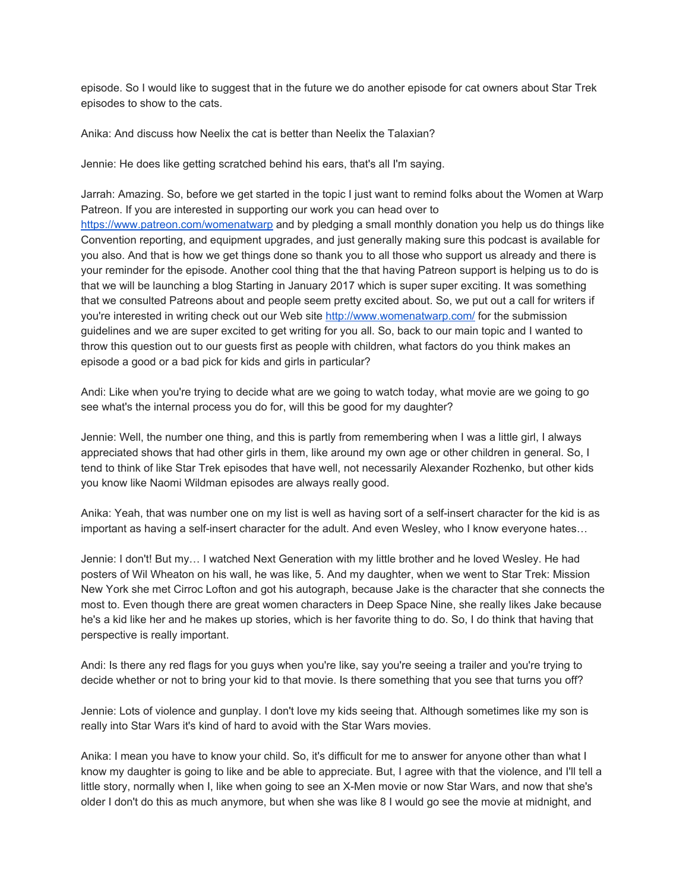episode. So I would like to suggest that in the future we do another episode for cat owners about Star Trek episodes to show to the cats.

Anika: And discuss how Neelix the cat is better than Neelix the Talaxian?

Jennie: He does like getting scratched behind his ears, that's all I'm saying.

Jarrah: Amazing. So, before we get started in the topic I just want to remind folks about the Women at Warp Patreon. If you are interested in supporting our work you can head over to https://www.patreon.com/womenatwarp and by pledging a small monthly donation you help us do things like Convention reporting, and equipment upgrades, and just generally making sure this podcast is available for you also. And that is how we get things done so thank you to all those who support us already and there is your reminder for the episode. Another cool thing that the that having Patreon support is helping us to do is that we will be launching a blog Starting in January 2017 which is super super exciting. It was something that we consulted Patreons about and people seem pretty excited about. So, we put out a call for writers if you're interested in writing check out our Web site http://www.womenatwarp.com/ for the submission guidelines and we are super excited to get writing for you all. So, back to our main topic and I wanted to throw this question out to our guests first as people with children, what factors do you think makes an episode a good or a bad pick for kids and girls in particular?

Andi: Like when you're trying to decide what are we going to watch today, what movie are we going to go see what's the internal process you do for, will this be good for my daughter?

Jennie: Well, the number one thing, and this is partly from remembering when I was a little girl, I always appreciated shows that had other girls in them, like around my own age or other children in general. So, I tend to think of like Star Trek episodes that have well, not necessarily Alexander Rozhenko, but other kids you know like Naomi Wildman episodes are always really good.

Anika: Yeah, that was number one on my list is well as having sort of a self-insert character for the kid is as important as having a self-insert character for the adult. And even Wesley, who I know everyone hates…

Jennie: I don't! But my… I watched Next Generation with my little brother and he loved Wesley. He had posters of Wil Wheaton on his wall, he was like, 5. And my daughter, when we went to Star Trek: Mission New York she met Cirroc Lofton and got his autograph, because Jake is the character that she connects the most to. Even though there are great women characters in Deep Space Nine, she really likes Jake because he's a kid like her and he makes up stories, which is her favorite thing to do. So, I do think that having that perspective is really important.

Andi: Is there any red flags for you guys when you're like, say you're seeing a trailer and you're trying to decide whether or not to bring your kid to that movie. Is there something that you see that turns you off?

Jennie: Lots of violence and gunplay. I don't love my kids seeing that. Although sometimes like my son is really into Star Wars it's kind of hard to avoid with the Star Wars movies.

Anika: I mean you have to know your child. So, it's difficult for me to answer for anyone other than what I know my daughter is going to like and be able to appreciate. But, I agree with that the violence, and I'll tell a little story, normally when I, like when going to see an X-Men movie or now Star Wars, and now that she's older I don't do this as much anymore, but when she was like 8 I would go see the movie at midnight, and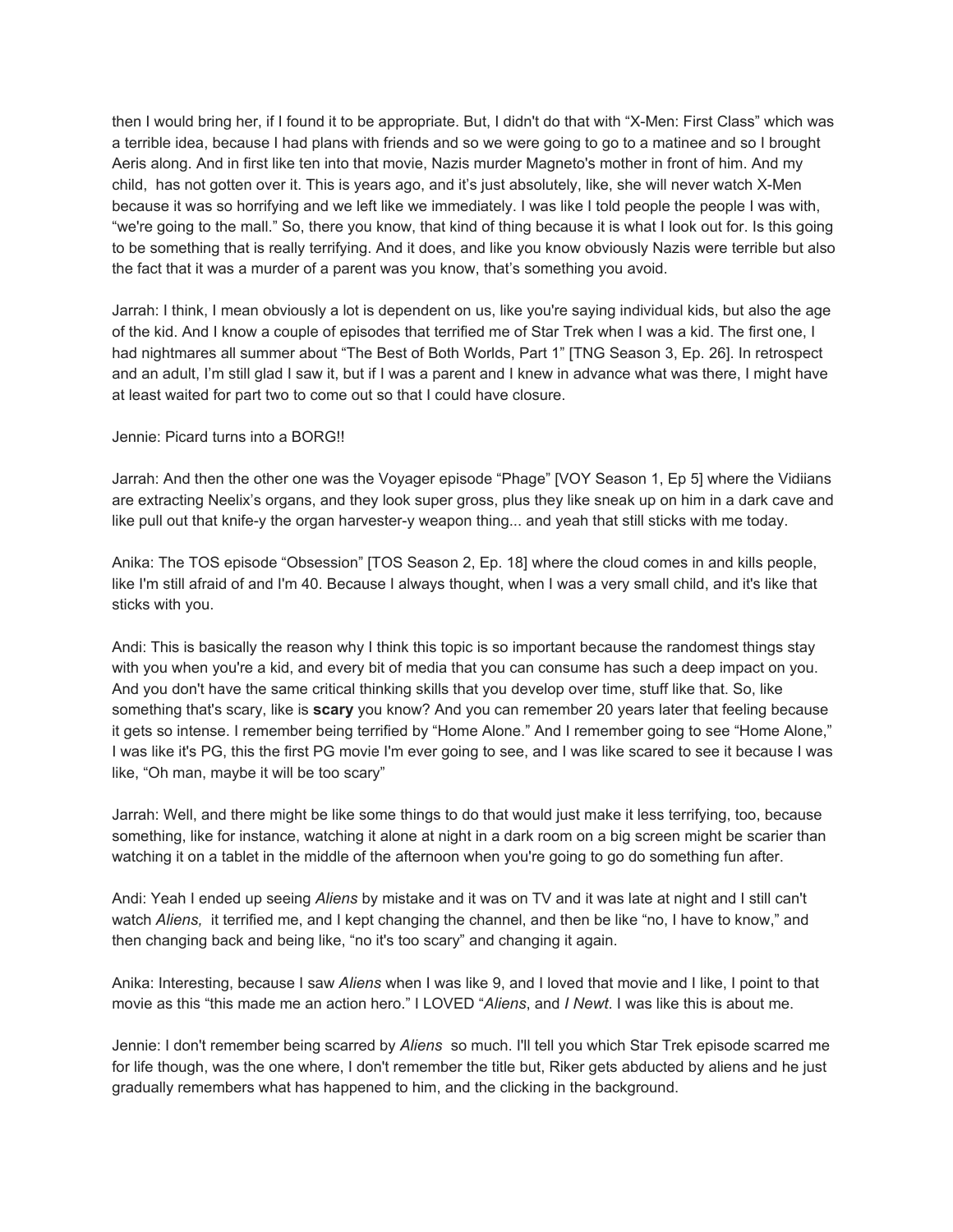then I would bring her, if I found it to be appropriate. But, I didn't do that with "X-Men: First Class" which was a terrible idea, because I had plans with friends and so we were going to go to a matinee and so I brought Aeris along. And in first like ten into that movie, Nazis murder Magneto's mother in front of him. And my child, has not gotten over it. This is years ago, and it's just absolutely, like, she will never watch X-Men because it was so horrifying and we left like we immediately. I was like I told people the people I was with, "we're going to the mall." So, there you know, that kind of thing because it is what I look out for. Is this going to be something that is really terrifying. And it does, and like you know obviously Nazis were terrible but also the fact that it was a murder of a parent was you know, that's something you avoid.

Jarrah: I think, I mean obviously a lot is dependent on us, like you're saying individual kids, but also the age of the kid. And I know a couple of episodes that terrified me of Star Trek when I was a kid. The first one, I had nightmares all summer about "The Best of Both Worlds, Part 1" [TNG Season 3, Ep. 26]. In retrospect and an adult, I'm still glad I saw it, but if I was a parent and I knew in advance what was there, I might have at least waited for part two to come out so that I could have closure.

Jennie: Picard turns into a BORG!!

Jarrah: And then the other one was the Voyager episode "Phage" [VOY Season 1, Ep 5] where the Vidiians are extracting Neelix's organs, and they look super gross, plus they like sneak up on him in a dark cave and like pull out that knife-y the organ harvester-y weapon thing... and yeah that still sticks with me today.

Anika: The TOS episode "Obsession" [TOS Season 2, Ep. 18] where the cloud comes in and kills people, like I'm still afraid of and I'm 40. Because I always thought, when I was a very small child, and it's like that sticks with you.

Andi: This is basically the reason why I think this topic is so important because the randomest things stay with you when you're a kid, and every bit of media that you can consume has such a deep impact on you. And you don't have the same critical thinking skills that you develop over time, stuff like that. So, like something that's scary, like is **scary** you know? And you can remember 20 years later that feeling because it gets so intense. I remember being terrified by "Home Alone." And I remember going to see "Home Alone," I was like it's PG, this the first PG movie I'm ever going to see, and I was like scared to see it because I was like, "Oh man, maybe it will be too scary"

Jarrah: Well, and there might be like some things to do that would just make it less terrifying, too, because something, like for instance, watching it alone at night in a dark room on a big screen might be scarier than watching it on a tablet in the middle of the afternoon when you're going to go do something fun after.

Andi: Yeah I ended up seeing *Aliens* by mistake and it was on TV and it was late at night and I still can't watch *Aliens,* it terrified me, and I kept changing the channel, and then be like "no, I have to know," and then changing back and being like, "no it's too scary" and changing it again.

Anika: Interesting, because I saw *Aliens* when I was like 9, and I loved that movie and I like, I point to that movie as this "this made me an action hero." I LOVED "*Aliens*, and *I Newt*. I was like this is about me.

Jennie: I don't remember being scarred by *Aliens* so much. I'll tell you which Star Trek episode scarred me for life though, was the one where, I don't remember the title but, Riker gets abducted by aliens and he just gradually remembers what has happened to him, and the clicking in the background.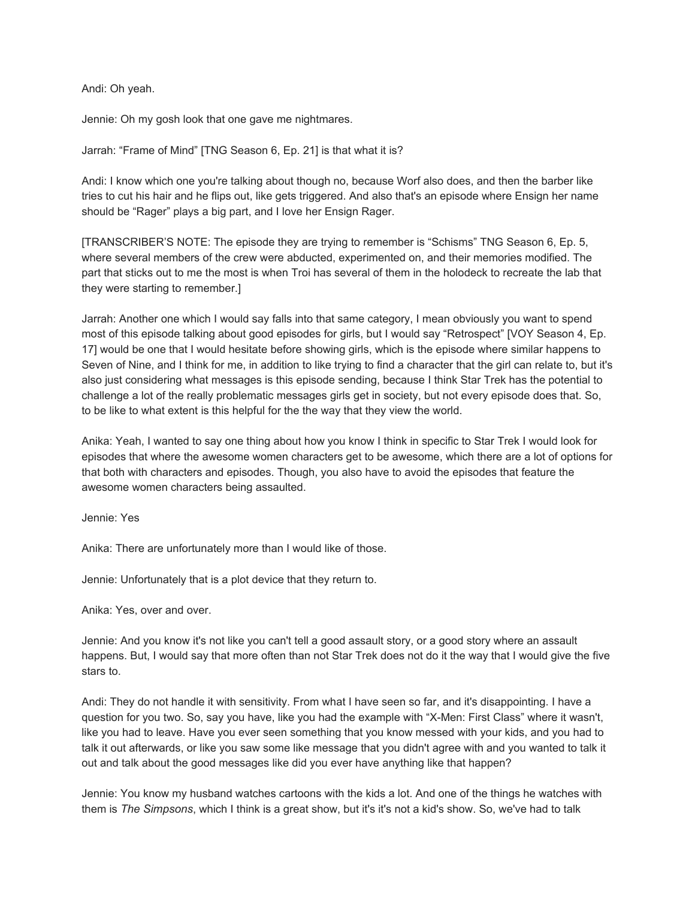Andi: Oh yeah.

Jennie: Oh my gosh look that one gave me nightmares.

Jarrah: “Frame of Mind” [TNG Season 6, Ep. 21] is that what it is?

Andi: I know which one you're talking about though no, because Worf also does, and then the barber like tries to cut his hair and he flips out, like gets triggered. And also that's an episode where Ensign her name should be “Rager” plays a big part, and I love her Ensign Rager.

[TRANSCRIBER'S NOTE: The episode they are trying to remember is “Schisms” TNG Season 6, Ep. 5, where several members of the crew were abducted, experimented on, and their memories modified. The part that sticks out to me the most is when Troi has several of them in the holodeck to recreate the lab that they were starting to remember.]

Jarrah: Another one which I would say falls into that same category, I mean obviously you want to spend most of this episode talking about good episodes for girls, but I would say “Retrospect” [VOY Season 4, Ep. 17] would be one that I would hesitate before showing girls, which is the episode where similar happens to Seven of Nine, and I think for me, in addition to like trying to find a character that the girl can relate to, but it's also just considering what messages is this episode sending, because I think Star Trek has the potential to challenge a lot of the really problematic messages girls get in society, but not every episode does that. So, to be like to what extent is this helpful for the the way that they view the world.

Anika: Yeah, I wanted to say one thing about how you know I think in specific to Star Trek I would look for episodes that where the awesome women characters get to be awesome, which there are a lot of options for that both with characters and episodes. Though, you also have to avoid the episodes that feature the awesome women characters being assaulted.

Jennie: Yes

Anika: There are unfortunately more than I would like of those.

Jennie: Unfortunately that is a plot device that they return to.

Anika: Yes, over and over.

Jennie: And you know it's not like you can't tell a good assault story, or a good story where an assault happens. But, I would say that more often than not Star Trek does not do it the way that I would give the five stars to.

Andi: They do not handle it with sensitivity. From what I have seen so far, and it's disappointing. I have a question for you two. So, say you have, like you had the example with “X-Men: First Class” where it wasn't, like you had to leave. Have you ever seen something that you know messed with your kids, and you had to talk it out afterwards, or like you saw some like message that you didn't agree with and you wanted to talk it out and talk about the good messages like did you ever have anything like that happen?

Jennie: You know my husband watches cartoons with the kids a lot. And one of the things he watches with them is *The Simpsons*, which I think is a great show, but it's it's not a kid's show. So, we've had to talk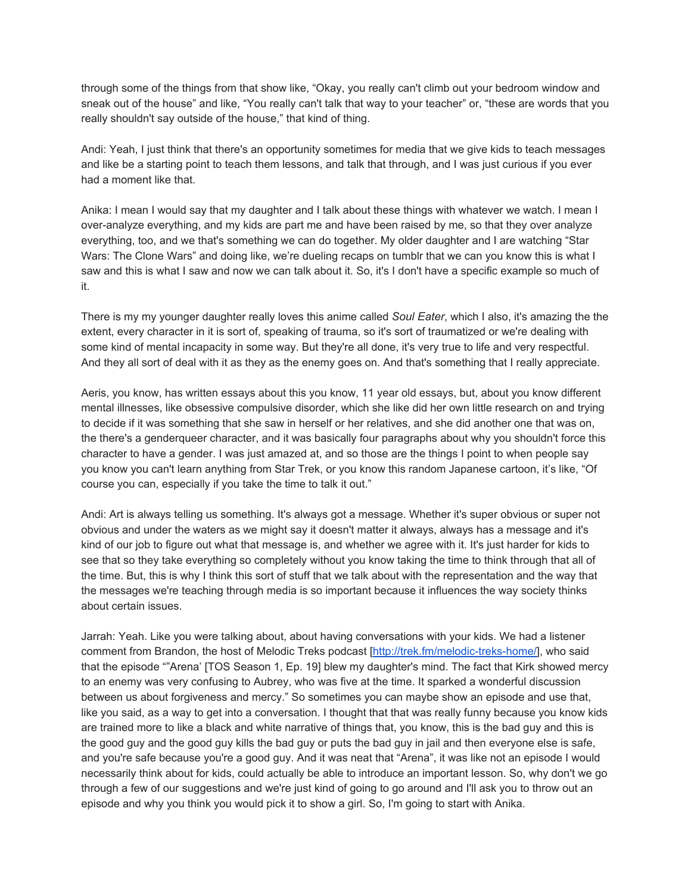through some of the things from that show like, “Okay, you really can't climb out your bedroom window and sneak out of the house” and like, “You really can't talk that way to your teacher” or, “these are words that you really shouldn't say outside of the house,” that kind of thing.

Andi: Yeah, I just think that there's an opportunity sometimes for media that we give kids to teach messages and like be a starting point to teach them lessons, and talk that through, and I was just curious if you ever had a moment like that.

Anika: I mean I would say that my daughter and I talk about these things with whatever we watch. I mean I over-analyze everything, and my kids are part me and have been raised by me, so that they over analyze everything, too, and we that's something we can do together. My older daughter and I are watching “Star Wars: The Clone Wars” and doing like, we’re dueling recaps on tumblr that we can you know this is what I saw and this is what I saw and now we can talk about it. So, it's I don't have a specific example so much of it.

There is my my younger daughter really loves this anime called *Soul Eater*, which I also, it's amazing the the extent, every character in it is sort of, speaking of trauma, so it's sort of traumatized or we're dealing with some kind of mental incapacity in some way. But they're all done, it's very true to life and very respectful. And they all sort of deal with it as they as the enemy goes on. And that's something that I really appreciate.

Aeris, you know, has written essays about this you know, 11 year old essays, but, about you know different mental illnesses, like obsessive compulsive disorder, which she like did her own little research on and trying to decide if it was something that she saw in herself or her relatives, and she did another one that was on, the there's a genderqueer character, and it was basically four paragraphs about why you shouldn't force this character to have a gender. I was just amazed at, and so those are the things I point to when people say you know you can't learn anything from Star Trek, or you know this random Japanese cartoon, it’s like, “Of course you can, especially if you take the time to talk it out.”

Andi: Art is always telling us something. It's always got a message. Whether it's super obvious or super not obvious and under the waters as we might say it doesn't matter it always, always has a message and it's kind of our job to figure out what that message is, and whether we agree with it. It's just harder for kids to see that so they take everything so completely without you know taking the time to think through that all of the time. But, this is why I think this sort of stuff that we talk about with the representation and the way that the messages we're teaching through media is so important because it influences the way society thinks about certain issues.

Jarrah: Yeah. Like you were talking about, about having conversations with your kids. We had a listener comment from Brandon, the host of Melodic Treks podcast [http://trek.fm/melodic-treks-home/], who said that the episode “”Arena’ [TOS Season 1, Ep. 19] blew my daughter's mind. The fact that Kirk showed mercy to an enemy was very confusing to Aubrey, who was five at the time. It sparked a wonderful discussion between us about forgiveness and mercy.” So sometimes you can maybe show an episode and use that, like you said, as a way to get into a conversation. I thought that that was really funny because you know kids are trained more to like a black and white narrative of things that, you know, this is the bad guy and this is the good guy and the good guy kills the bad guy or puts the bad guy in jail and then everyone else is safe, and you're safe because you're a good guy. And it was neat that “Arena”, it was like not an episode I would necessarily think about for kids, could actually be able to introduce an important lesson. So, why don't we go through a few of our suggestions and we're just kind of going to go around and I'll ask you to throw out an episode and why you think you would pick it to show a girl. So, I'm going to start with Anika.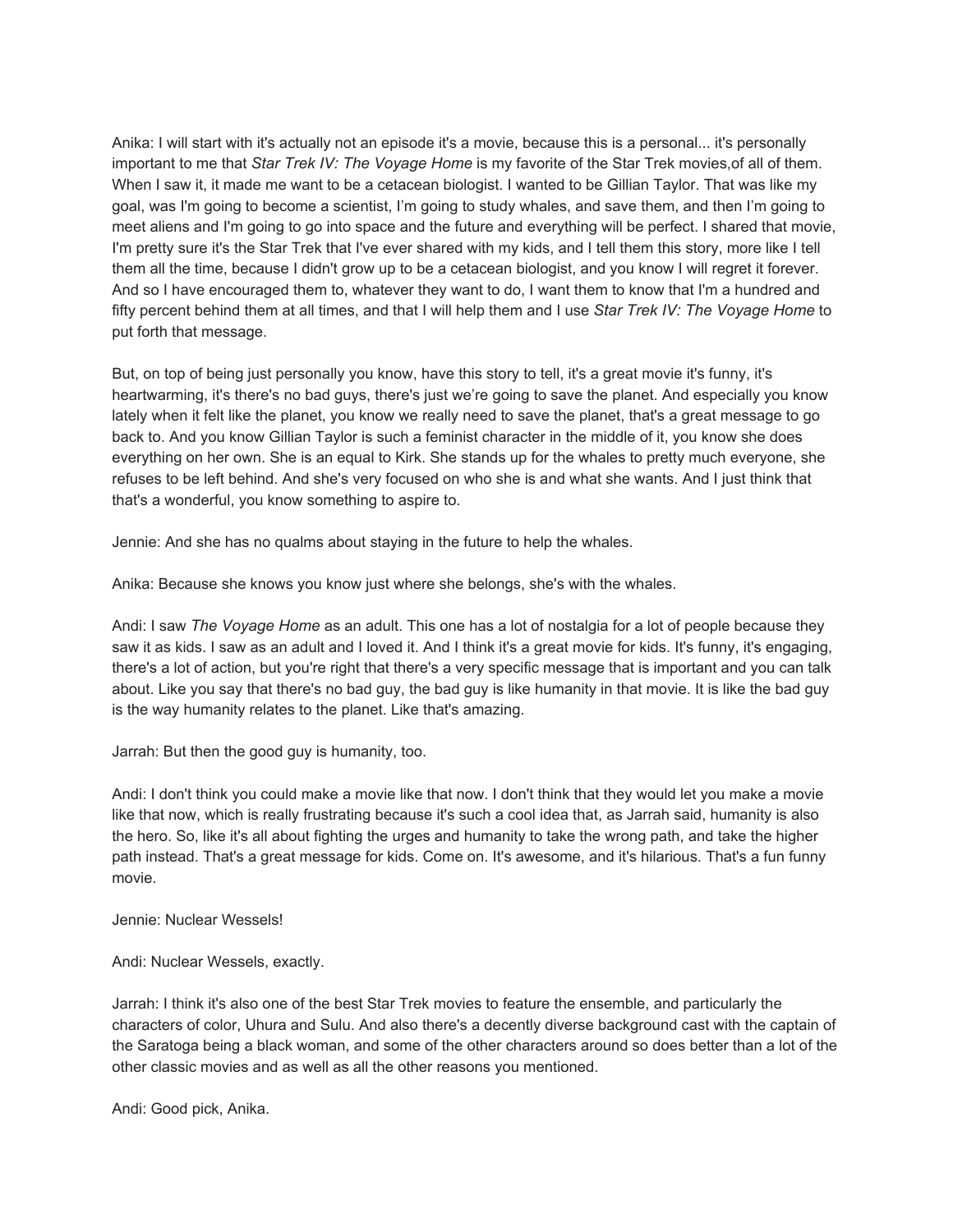Anika: I will start with it's actually not an episode it's a movie, because this is a personal... it's personally important to me that *Star Trek IV: The Voyage Home* is my favorite of the Star Trek movies,of all of them. When I saw it, it made me want to be a cetacean biologist. I wanted to be Gillian Taylor. That was like my goal, was I'm going to become a scientist, I'm going to study whales, and save them, and then I'm going to meet aliens and I'm going to go into space and the future and everything will be perfect. I shared that movie, I'm pretty sure it's the Star Trek that I've ever shared with my kids, and I tell them this story, more like I tell them all the time, because I didn't grow up to be a cetacean biologist, and you know I will regret it forever. And so I have encouraged them to, whatever they want to do, I want them to know that I'm a hundred and fifty percent behind them at all times, and that I will help them and I use *Star Trek IV: The Voyage Home* to put forth that message.

But, on top of being just personally you know, have this story to tell, it's a great movie it's funny, it's heartwarming, it's there's no bad guys, there's just we're going to save the planet. And especially you know lately when it felt like the planet, you know we really need to save the planet, that's a great message to go back to. And you know Gillian Taylor is such a feminist character in the middle of it, you know she does everything on her own. She is an equal to Kirk. She stands up for the whales to pretty much everyone, she refuses to be left behind. And she's very focused on who she is and what she wants. And I just think that that's a wonderful, you know something to aspire to.

Jennie: And she has no qualms about staying in the future to help the whales.

Anika: Because she knows you know just where she belongs, she's with the whales.

Andi: I saw *The Voyage Home* as an adult. This one has a lot of nostalgia for a lot of people because they saw it as kids. I saw as an adult and I loved it. And I think it's a great movie for kids. It's funny, it's engaging, there's a lot of action, but you're right that there's a very specific message that is important and you can talk about. Like you say that there's no bad guy, the bad guy is like humanity in that movie. It is like the bad guy is the way humanity relates to the planet. Like that's amazing.

Jarrah: But then the good guy is humanity, too.

Andi: I don't think you could make a movie like that now. I don't think that they would let you make a movie like that now, which is really frustrating because it's such a cool idea that, as Jarrah said, humanity is also the hero. So, like it's all about fighting the urges and humanity to take the wrong path, and take the higher path instead. That's a great message for kids. Come on. It's awesome, and it's hilarious. That's a fun funny movie.

Jennie: Nuclear Wessels!

Andi: Nuclear Wessels, exactly.

Jarrah: I think it's also one of the best Star Trek movies to feature the ensemble, and particularly the characters of color, Uhura and Sulu. And also there's a decently diverse background cast with the captain of the Saratoga being a black woman, and some of the other characters around so does better than a lot of the other classic movies and as well as all the other reasons you mentioned.

Andi: Good pick, Anika.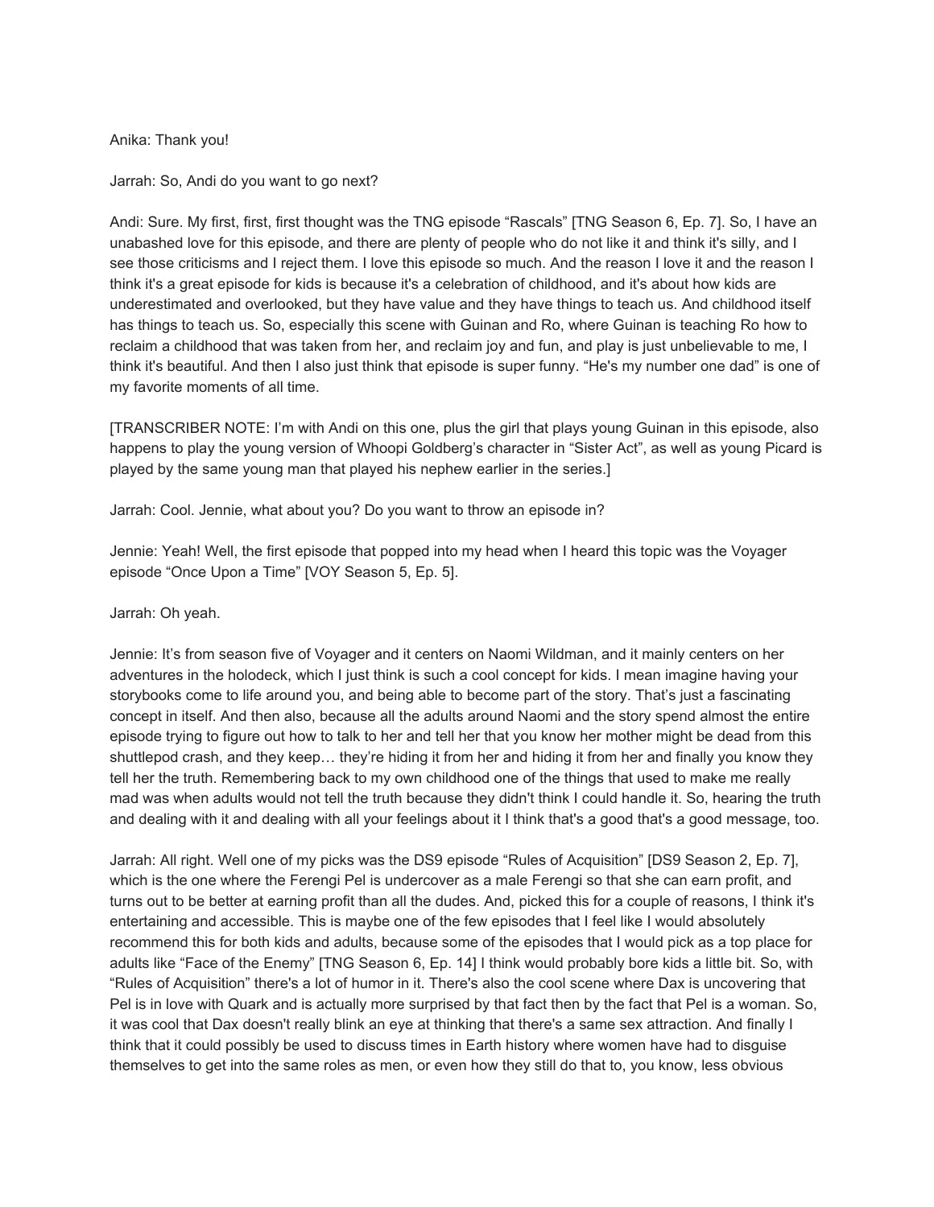Anika: Thank you!

Jarrah: So, Andi do you want to go next?

Andi: Sure. My first, first, first thought was the TNG episode "Rascals" [TNG Season 6, Ep. 7]. So, I have an unabashed love for this episode, and there are plenty of people who do not like it and think it's silly, and I see those criticisms and I reject them. I love this episode so much. And the reason I love it and the reason I think it's a great episode for kids is because it's a celebration of childhood, and it's about how kids are underestimated and overlooked, but they have value and they have things to teach us. And childhood itself has things to teach us. So, especially this scene with Guinan and Ro, where Guinan is teaching Ro how to reclaim a childhood that was taken from her, and reclaim joy and fun, and play is just unbelievable to me, I think it's beautiful. And then I also just think that episode is super funny. "He's my number one dad" is one of my favorite moments of all time.

[TRANSCRIBER NOTE: I'm with Andi on this one, plus the girl that plays young Guinan in this episode, also happens to play the young version of Whoopi Goldberg's character in "Sister Act", as well as young Picard is played by the same young man that played his nephew earlier in the series.]

Jarrah: Cool. Jennie, what about you? Do you want to throw an episode in?

Jennie: Yeah! Well, the first episode that popped into my head when I heard this topic was the Voyager episode "Once Upon a Time" [VOY Season 5, Ep. 5].

Jarrah: Oh yeah.

Jennie: It's from season five of Voyager and it centers on Naomi Wildman, and it mainly centers on her adventures in the holodeck, which I just think is such a cool concept for kids. I mean imagine having your storybooks come to life around you, and being able to become part of the story. That's just a fascinating concept in itself. And then also, because all the adults around Naomi and the story spend almost the entire episode trying to figure out how to talk to her and tell her that you know her mother might be dead from this shuttlepod crash, and they keep… they're hiding it from her and hiding it from her and finally you know they tell her the truth. Remembering back to my own childhood one of the things that used to make me really mad was when adults would not tell the truth because they didn't think I could handle it. So, hearing the truth and dealing with it and dealing with all your feelings about it I think that's a good that's a good message, too.

Jarrah: All right. Well one of my picks was the DS9 episode "Rules of Acquisition" [DS9 Season 2, Ep. 7], which is the one where the Ferengi Pel is undercover as a male Ferengi so that she can earn profit, and turns out to be better at earning profit than all the dudes. And, picked this for a couple of reasons, I think it's entertaining and accessible. This is maybe one of the few episodes that I feel like I would absolutely recommend this for both kids and adults, because some of the episodes that I would pick as a top place for adults like "Face of the Enemy" [TNG Season 6, Ep. 14] I think would probably bore kids a little bit. So, with "Rules of Acquisition" there's a lot of humor in it. There's also the cool scene where Dax is uncovering that Pel is in love with Quark and is actually more surprised by that fact then by the fact that Pel is a woman. So, it was cool that Dax doesn't really blink an eye at thinking that there's a same sex attraction. And finally I think that it could possibly be used to discuss times in Earth history where women have had to disguise themselves to get into the same roles as men, or even how they still do that to, you know, less obvious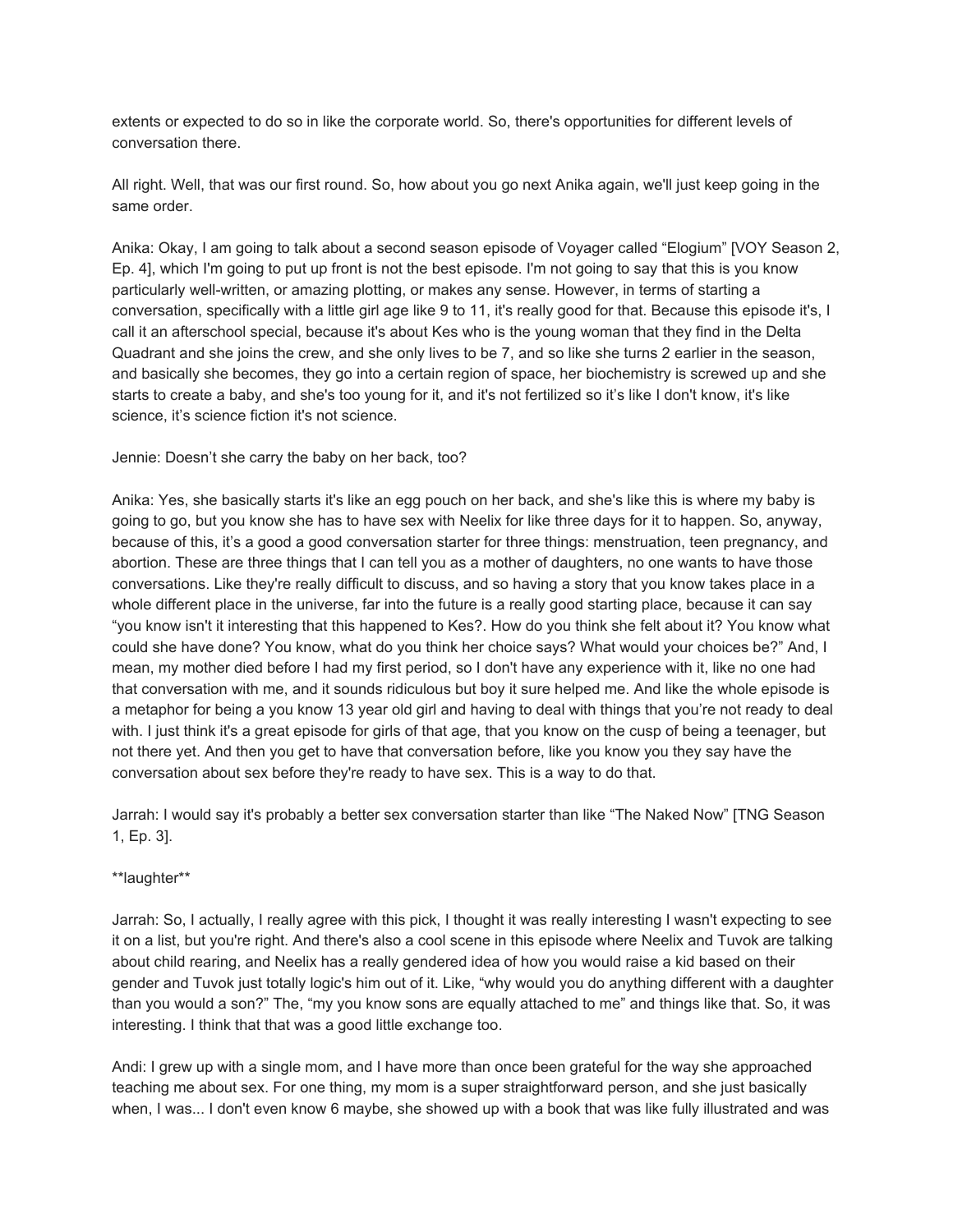extents or expected to do so in like the corporate world. So, there's opportunities for different levels of conversation there.

All right. Well, that was our first round. So, how about you go next Anika again, we'll just keep going in the same order.

Anika: Okay, I am going to talk about a second season episode of Voyager called "Elogium" [VOY Season 2, Ep. 4], which I'm going to put up front is not the best episode. I'm not going to say that this is you know particularly well-written, or amazing plotting, or makes any sense. However, in terms of starting a conversation, specifically with a little girl age like 9 to 11, it's really good for that. Because this episode it's, I call it an afterschool special, because it's about Kes who is the young woman that they find in the Delta Quadrant and she joins the crew, and she only lives to be 7, and so like she turns 2 earlier in the season, and basically she becomes, they go into a certain region of space, her biochemistry is screwed up and she starts to create a baby, and she's too young for it, and it's not fertilized so it's like I don't know, it's like science, it's science fiction it's not science.

Jennie: Doesn't she carry the baby on her back, too?

Anika: Yes, she basically starts it's like an egg pouch on her back, and she's like this is where my baby is going to go, but you know she has to have sex with Neelix for like three days for it to happen. So, anyway, because of this, it's a good a good conversation starter for three things: menstruation, teen pregnancy, and abortion. These are three things that I can tell you as a mother of daughters, no one wants to have those conversations. Like they're really difficult to discuss, and so having a story that you know takes place in a whole different place in the universe, far into the future is a really good starting place, because it can say "you know isn't it interesting that this happened to Kes?. How do you think she felt about it? You know what could she have done? You know, what do you think her choice says? What would your choices be?" And, I mean, my mother died before I had my first period, so I don't have any experience with it, like no one had that conversation with me, and it sounds ridiculous but boy it sure helped me. And like the whole episode is a metaphor for being a you know 13 year old girl and having to deal with things that you're not ready to deal with. I just think it's a great episode for girls of that age, that you know on the cusp of being a teenager, but not there yet. And then you get to have that conversation before, like you know you they say have the conversation about sex before they're ready to have sex. This is a way to do that.

Jarrah: I would say it's probably a better sex conversation starter than like "The Naked Now" [TNG Season 1, Ep. 3].

**laughter**

Jarrah: So, I actually, I really agree with this pick, I thought it was really interesting I wasn't expecting to see it on a list, but you're right. And there's also a cool scene in this episode where Neelix and Tuvok are talking about child rearing, and Neelix has a really gendered idea of how you would raise a kid based on their gender and Tuvok just totally logic's him out of it. Like, "why would you do anything different with a daughter than you would a son?" The, "my you know sons are equally attached to me" and things like that. So, it was interesting. I think that that was a good little exchange too.

Andi: I grew up with a single mom, and I have more than once been grateful for the way she approached teaching me about sex. For one thing, my mom is a super straightforward person, and she just basically when, I was... I don't even know 6 maybe, she showed up with a book that was like fully illustrated and was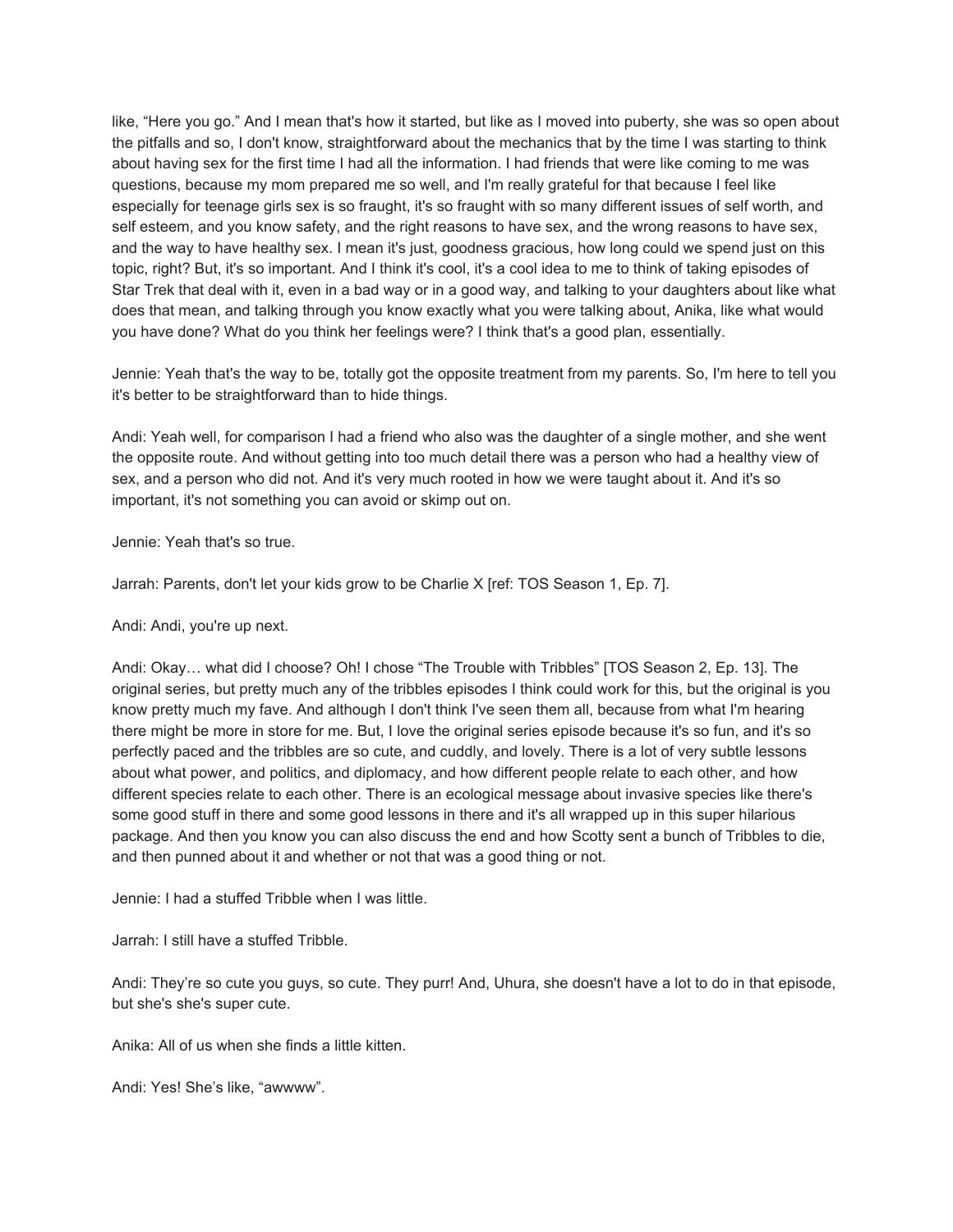like, "Here you go." And I mean that's how it started, but like as I moved into puberty, she was so open about the pitfalls and so, I don't know, straightforward about the mechanics that by the time I was starting to think about having sex for the first time I had all the information. I had friends that were like coming to me was questions, because my mom prepared me so well, and I'm really grateful for that because I feel like especially for teenage girls sex is so fraught, it's so fraught with so many different issues of self worth, and self esteem, and you know safety, and the right reasons to have sex, and the wrong reasons to have sex, and the way to have healthy sex. I mean it's just, goodness gracious, how long could we spend just on this topic, right? But, it's so important. And I think it's cool, it's a cool idea to me to think of taking episodes of Star Trek that deal with it, even in a bad way or in a good way, and talking to your daughters about like what does that mean, and talking through you know exactly what you were talking about, Anika, like what would you have done? What do you think her feelings were? I think that's a good plan, essentially.

Jennie: Yeah that's the way to be, totally got the opposite treatment from my parents. So, I'm here to tell you it's better to be straightforward than to hide things.

Andi: Yeah well, for comparison I had a friend who also was the daughter of a single mother, and she went the opposite route. And without getting into too much detail there was a person who had a healthy view of sex, and a person who did not. And it's very much rooted in how we were taught about it. And it's so important, it's not something you can avoid or skimp out on.

Jennie: Yeah that's so true.

Jarrah: Parents, don't let your kids grow to be Charlie X [ref: TOS Season 1, Ep. 7].

Andi: Andi, you're up next.

Andi: Okay… what did I choose? Oh! I chose "The Trouble with Tribbles" [TOS Season 2, Ep. 13]. The original series, but pretty much any of the tribbles episodes I think could work for this, but the original is you know pretty much my fave. And although I don't think I've seen them all, because from what I'm hearing there might be more in store for me. But, I love the original series episode because it's so fun, and it's so perfectly paced and the tribbles are so cute, and cuddly, and lovely. There is a lot of very subtle lessons about what power, and politics, and diplomacy, and how different people relate to each other, and how different species relate to each other. There is an ecological message about invasive species like there's some good stuff in there and some good lessons in there and it's all wrapped up in this super hilarious package. And then you know you can also discuss the end and how Scotty sent a bunch of Tribbles to die, and then punned about it and whether or not that was a good thing or not.

Jennie: I had a stuffed Tribble when I was little.

Jarrah: I still have a stuffed Tribble.

Andi: They're so cute you guys, so cute. They purr! And, Uhura, she doesn't have a lot to do in that episode, but she's she's super cute.

Anika: All of us when she finds a little kitten.

Andi: Yes! She's like, "awwww".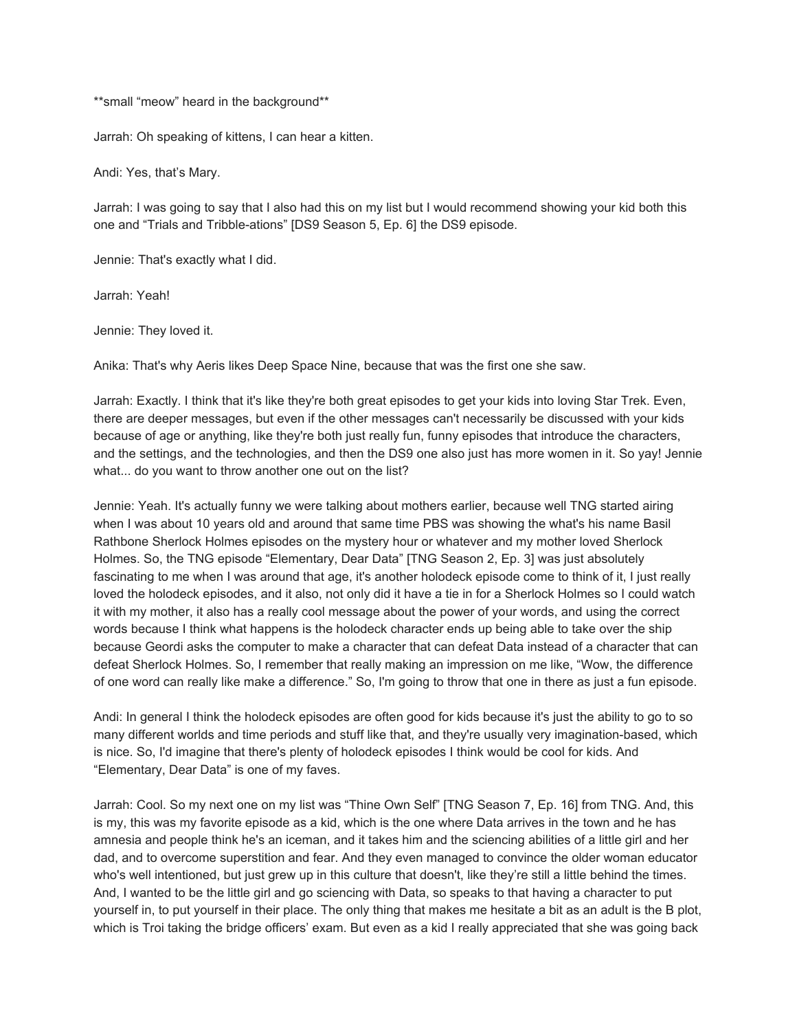**small "meow" heard in the background**

Jarrah: Oh speaking of kittens, I can hear a kitten.

Andi: Yes, that's Mary.

Jarrah: I was going to say that I also had this on my list but I would recommend showing your kid both this one and "Trials and Tribble-ations" [DS9 Season 5, Ep. 6] the DS9 episode.

Jennie: That's exactly what I did.

Jarrah: Yeah!

Jennie: They loved it.

Anika: That's why Aeris likes Deep Space Nine, because that was the first one she saw.

Jarrah: Exactly. I think that it's like they're both great episodes to get your kids into loving Star Trek. Even, there are deeper messages, but even if the other messages can't necessarily be discussed with your kids because of age or anything, like they're both just really fun, funny episodes that introduce the characters, and the settings, and the technologies, and then the DS9 one also just has more women in it. So yay! Jennie what... do you want to throw another one out on the list?

Jennie: Yeah. It's actually funny we were talking about mothers earlier, because well TNG started airing when I was about 10 years old and around that same time PBS was showing the what's his name Basil Rathbone Sherlock Holmes episodes on the mystery hour or whatever and my mother loved Sherlock Holmes. So, the TNG episode "Elementary, Dear Data" [TNG Season 2, Ep. 3] was just absolutely fascinating to me when I was around that age, it's another holodeck episode come to think of it, I just really loved the holodeck episodes, and it also, not only did it have a tie in for a Sherlock Holmes so I could watch it with my mother, it also has a really cool message about the power of your words, and using the correct words because I think what happens is the holodeck character ends up being able to take over the ship because Geordi asks the computer to make a character that can defeat Data instead of a character that can defeat Sherlock Holmes. So, I remember that really making an impression on me like, "Wow, the difference of one word can really like make a difference." So, I'm going to throw that one in there as just a fun episode.

Andi: In general I think the holodeck episodes are often good for kids because it's just the ability to go to so many different worlds and time periods and stuff like that, and they're usually very imagination-based, which is nice. So, I'd imagine that there's plenty of holodeck episodes I think would be cool for kids. And "Elementary, Dear Data" is one of my faves.

Jarrah: Cool. So my next one on my list was "Thine Own Self" [TNG Season 7, Ep. 16] from TNG. And, this is my, this was my favorite episode as a kid, which is the one where Data arrives in the town and he has amnesia and people think he's an iceman, and it takes him and the sciencing abilities of a little girl and her dad, and to overcome superstition and fear. And they even managed to convince the older woman educator who's well intentioned, but just grew up in this culture that doesn't, like they're still a little behind the times. And, I wanted to be the little girl and go sciencing with Data, so speaks to that having a character to put yourself in, to put yourself in their place. The only thing that makes me hesitate a bit as an adult is the B plot, which is Troi taking the bridge officers' exam. But even as a kid I really appreciated that she was going back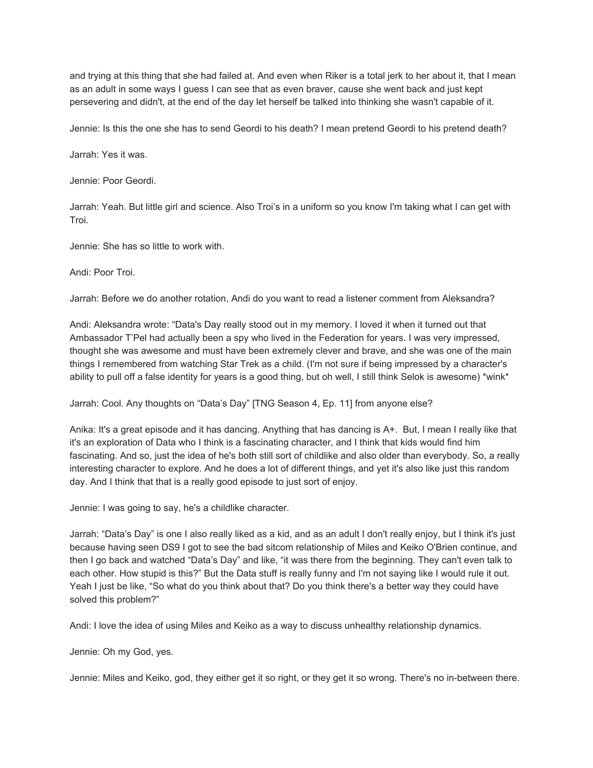and trying at this thing that she had failed at. And even when Riker is a total jerk to her about it, that I mean as an adult in some ways I guess I can see that as even braver, cause she went back and just kept persevering and didn't, at the end of the day let herself be talked into thinking she wasn't capable of it.

Jennie: Is this the one she has to send Geordi to his death? I mean pretend Geordi to his pretend death?

Jarrah: Yes it was.

Jennie: Poor Geordi.

Jarrah: Yeah. But little girl and science. Also Troi's in a uniform so you know I'm taking what I can get with Troi.

Jennie: She has so little to work with.

Andi: Poor Troi.

Jarrah: Before we do another rotation, Andi do you want to read a listener comment from Aleksandra?

Andi: Aleksandra wrote: "Data's Day really stood out in my memory. I loved it when it turned out that Ambassador T'Pel had actually been a spy who lived in the Federation for years. I was very impressed, thought she was awesome and must have been extremely clever and brave, and she was one of the main things I remembered from watching Star Trek as a child. (I'm not sure if being impressed by a character's ability to pull off a false identity for years is a good thing, but oh well, I still think Selok is awesome) *wink*

Jarrah: Cool. Any thoughts on "Data's Day" [TNG Season 4, Ep. 11] from anyone else?

Anika: It's a great episode and it has dancing. Anything that has dancing is A+. But, I mean I really like that it's an exploration of Data who I think is a fascinating character, and I think that kids would find him fascinating. And so, just the idea of he's both still sort of childlike and also older than everybody. So, a really interesting character to explore. And he does a lot of different things, and yet it's also like just this random day. And I think that that is a really good episode to just sort of enjoy.

Jennie: I was going to say, he's a childlike character.

Jarrah: "Data's Day" is one I also really liked as a kid, and as an adult I don't really enjoy, but I think it's just because having seen DS9 I got to see the bad sitcom relationship of Miles and Keiko O'Brien continue, and then I go back and watched "Data's Day" and like, "it was there from the beginning. They can't even talk to each other. How stupid is this?" But the Data stuff is really funny and I'm not saying like I would rule it out. Yeah I just be like, "So what do you think about that? Do you think there's a better way they could have solved this problem?"

Andi: I love the idea of using Miles and Keiko as a way to discuss unhealthy relationship dynamics.

Jennie: Oh my God, yes.

Jennie: Miles and Keiko, god, they either get it so right, or they get it so wrong. There's no in-between there.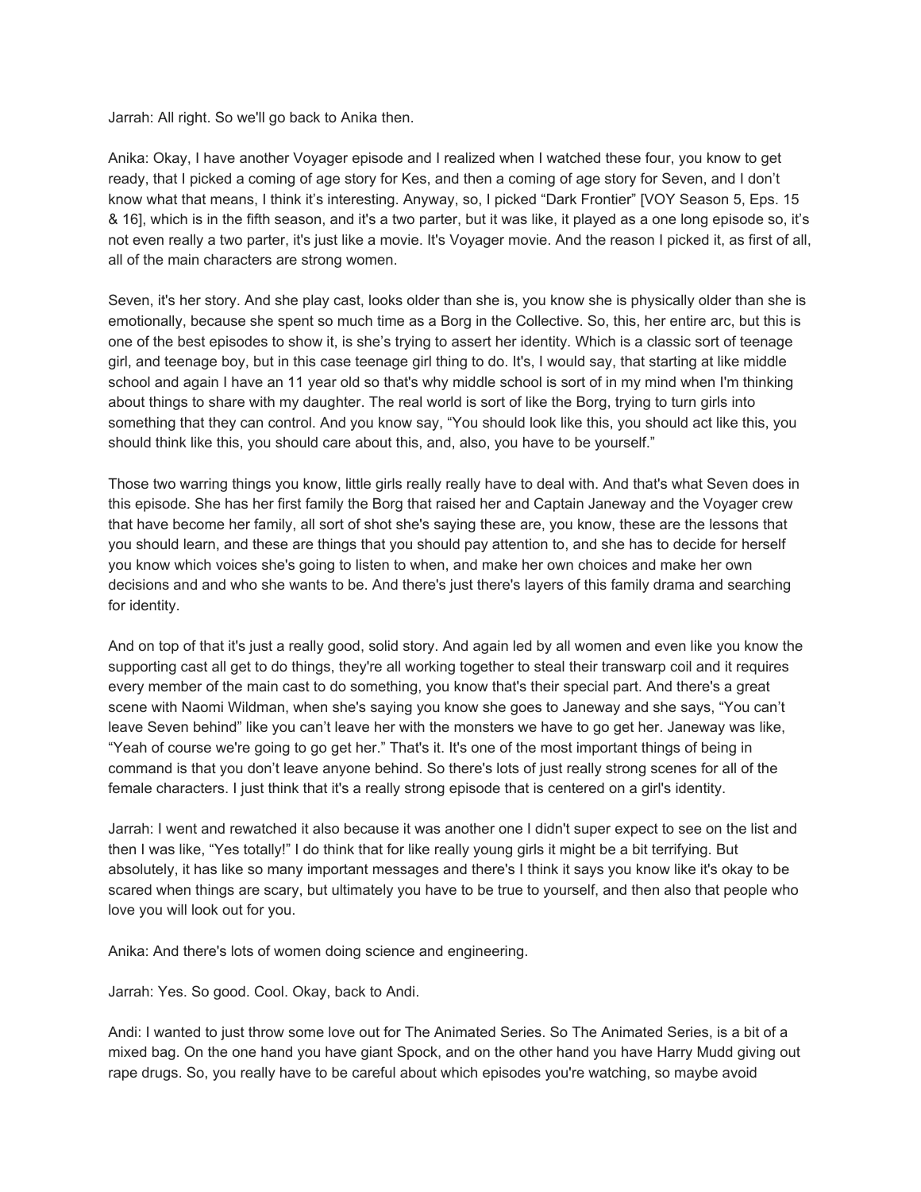Jarrah: All right. So we'll go back to Anika then.

Anika: Okay, I have another Voyager episode and I realized when I watched these four, you know to get ready, that I picked a coming of age story for Kes, and then a coming of age story for Seven, and I don't know what that means, I think it's interesting. Anyway, so, I picked "Dark Frontier" [VOY Season 5, Eps. 15 & 16], which is in the fifth season, and it's a two parter, but it was like, it played as a one long episode so, it's not even really a two parter, it's just like a movie. It's Voyager movie. And the reason I picked it, as first of all, all of the main characters are strong women.

Seven, it's her story. And she play cast, looks older than she is, you know she is physically older than she is emotionally, because she spent so much time as a Borg in the Collective. So, this, her entire arc, but this is one of the best episodes to show it, is she's trying to assert her identity. Which is a classic sort of teenage girl, and teenage boy, but in this case teenage girl thing to do. It's, I would say, that starting at like middle school and again I have an 11 year old so that's why middle school is sort of in my mind when I'm thinking about things to share with my daughter. The real world is sort of like the Borg, trying to turn girls into something that they can control. And you know say, "You should look like this, you should act like this, you should think like this, you should care about this, and, also, you have to be yourself."

Those two warring things you know, little girls really really have to deal with. And that's what Seven does in this episode. She has her first family the Borg that raised her and Captain Janeway and the Voyager crew that have become her family, all sort of shot she's saying these are, you know, these are the lessons that you should learn, and these are things that you should pay attention to, and she has to decide for herself you know which voices she's going to listen to when, and make her own choices and make her own decisions and and who she wants to be. And there's just there's layers of this family drama and searching for identity.

And on top of that it's just a really good, solid story. And again led by all women and even like you know the supporting cast all get to do things, they're all working together to steal their transwarp coil and it requires every member of the main cast to do something, you know that's their special part. And there's a great scene with Naomi Wildman, when she's saying you know she goes to Janeway and she says, "You can't leave Seven behind" like you can't leave her with the monsters we have to go get her. Janeway was like, "Yeah of course we're going to go get her." That's it. It's one of the most important things of being in command is that you don't leave anyone behind. So there's lots of just really strong scenes for all of the female characters. I just think that it's a really strong episode that is centered on a girl's identity.

Jarrah: I went and rewatched it also because it was another one I didn't super expect to see on the list and then I was like, "Yes totally!" I do think that for like really young girls it might be a bit terrifying. But absolutely, it has like so many important messages and there's I think it says you know like it's okay to be scared when things are scary, but ultimately you have to be true to yourself, and then also that people who love you will look out for you.

Anika: And there's lots of women doing science and engineering.

Jarrah: Yes. So good. Cool. Okay, back to Andi.

Andi: I wanted to just throw some love out for The Animated Series. So The Animated Series, is a bit of a mixed bag. On the one hand you have giant Spock, and on the other hand you have Harry Mudd giving out rape drugs. So, you really have to be careful about which episodes you're watching, so maybe avoid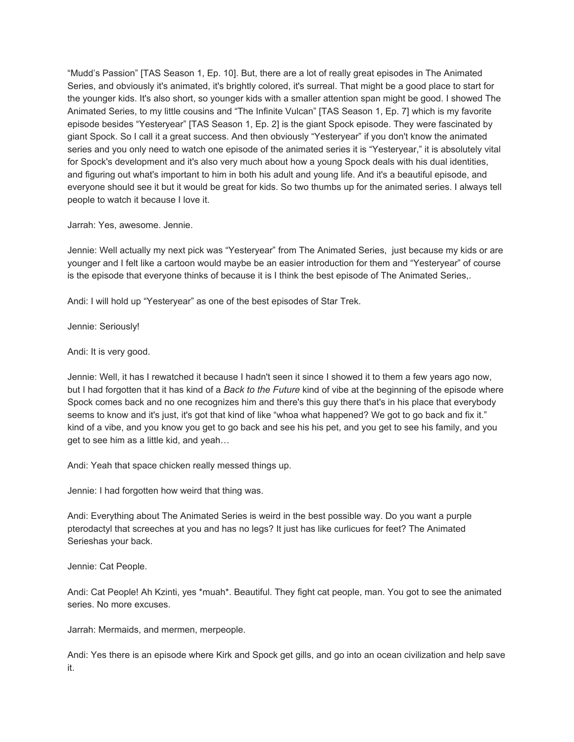“Mudd’s Passion” [TAS Season 1, Ep. 10]. But, there are a lot of really great episodes in The Animated Series, and obviously it's animated, it's brightly colored, it's surreal. That might be a good place to start for the younger kids. It's also short, so younger kids with a smaller attention span might be good. I showed The Animated Series, to my little cousins and “The Infinite Vulcan” [TAS Season 1, Ep. 7] which is my favorite episode besides “Yesteryear” [TAS Season 1, Ep. 2] is the giant Spock episode. They were fascinated by giant Spock. So I call it a great success. And then obviously “Yesteryear” if you don't know the animated series and you only need to watch one episode of the animated series it is “Yesteryear,” it is absolutely vital for Spock's development and it's also very much about how a young Spock deals with his dual identities, and figuring out what's important to him in both his adult and young life. And it's a beautiful episode, and everyone should see it but it would be great for kids. So two thumbs up for the animated series. I always tell people to watch it because I love it.

Jarrah: Yes, awesome. Jennie.

Jennie: Well actually my next pick was “Yesteryear” from The Animated Series, just because my kids or are younger and I felt like a cartoon would maybe be an easier introduction for them and “Yesteryear” of course is the episode that everyone thinks of because it is I think the best episode of The Animated Series,.

Andi: I will hold up “Yesteryear” as one of the best episodes of Star Trek.

Jennie: Seriously!

Andi: It is very good.

Jennie: Well, it has I rewatched it because I hadn't seen it since I showed it to them a few years ago now, but I had forgotten that it has kind of a *Back to the Future* kind of vibe at the beginning of the episode where Spock comes back and no one recognizes him and there's this guy there that's in his place that everybody seems to know and it's just, it's got that kind of like “whoa what happened? We got to go back and fix it.” kind of a vibe, and you know you get to go back and see his his pet, and you get to see his family, and you get to see him as a little kid, and yeah…

Andi: Yeah that space chicken really messed things up.

Jennie: I had forgotten how weird that thing was.

Andi: Everything about The Animated Series is weird in the best possible way. Do you want a purple pterodactyl that screeches at you and has no legs? It just has like curlicues for feet? The Animated Serieshas your back.

Jennie: Cat People.

Andi: Cat People! Ah Kzinti, yes *muah*. Beautiful. They fight cat people, man. You got to see the animated series. No more excuses.

Jarrah: Mermaids, and mermen, merpeople.

Andi: Yes there is an episode where Kirk and Spock get gills, and go into an ocean civilization and help save it.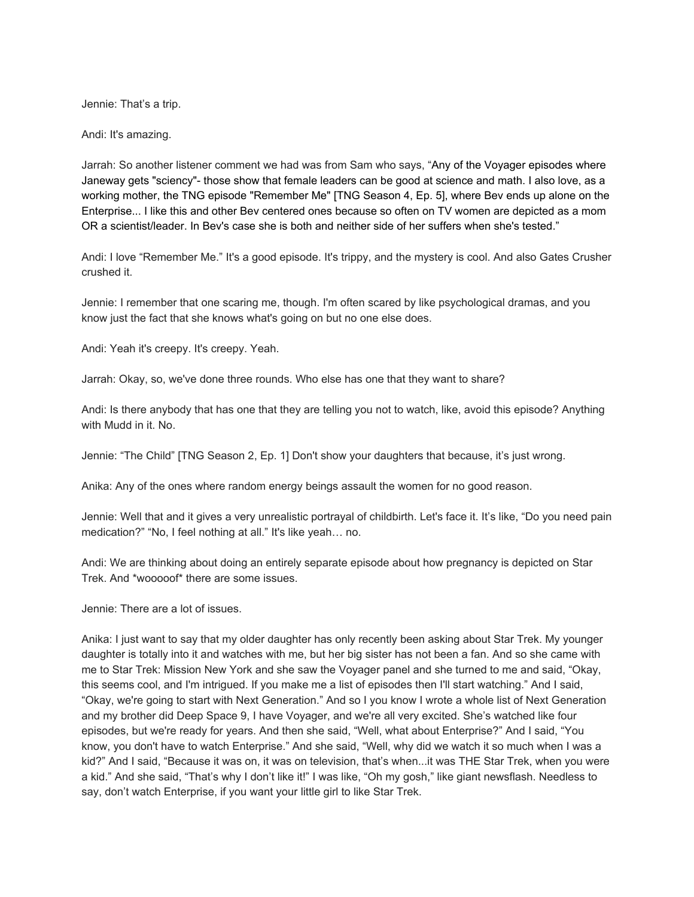Jennie: That's a trip.

Andi: It's amazing.

Jarrah: So another listener comment we had was from Sam who says, "Any of the Voyager episodes where Janeway gets "sciency"- those show that female leaders can be good at science and math. I also love, as a working mother, the TNG episode "Remember Me" [TNG Season 4, Ep. 5], where Bev ends up alone on the Enterprise... I like this and other Bev centered ones because so often on TV women are depicted as a mom OR a scientist/leader. In Bev's case she is both and neither side of her suffers when she's tested."

Andi: I love "Remember Me." It's a good episode. It's trippy, and the mystery is cool. And also Gates Crusher crushed it.

Jennie: I remember that one scaring me, though. I'm often scared by like psychological dramas, and you know just the fact that she knows what's going on but no one else does.

Andi: Yeah it's creepy. It's creepy. Yeah.

Jarrah: Okay, so, we've done three rounds. Who else has one that they want to share?

Andi: Is there anybody that has one that they are telling you not to watch, like, avoid this episode? Anything with Mudd in it. No.

Jennie: "The Child" [TNG Season 2, Ep. 1] Don't show your daughters that because, it's just wrong.

Anika: Any of the ones where random energy beings assault the women for no good reason.

Jennie: Well that and it gives a very unrealistic portrayal of childbirth. Let's face it. It's like, "Do you need pain medication?" "No, I feel nothing at all." It's like yeah… no.

Andi: We are thinking about doing an entirely separate episode about how pregnancy is depicted on Star Trek. And *wooooof* there are some issues.

Jennie: There are a lot of issues.

Anika: I just want to say that my older daughter has only recently been asking about Star Trek. My younger daughter is totally into it and watches with me, but her big sister has not been a fan. And so she came with me to Star Trek: Mission New York and she saw the Voyager panel and she turned to me and said, "Okay, this seems cool, and I'm intrigued. If you make me a list of episodes then I'll start watching." And I said, "Okay, we're going to start with Next Generation." And so I you know I wrote a whole list of Next Generation and my brother did Deep Space 9, I have Voyager, and we're all very excited. She's watched like four episodes, but we're ready for years. And then she said, "Well, what about Enterprise?" And I said, "You know, you don't have to watch Enterprise." And she said, "Well, why did we watch it so much when I was a kid?" And I said, "Because it was on, it was on television, that's when...it was THE Star Trek, when you were a kid." And she said, "That's why I don't like it!" I was like, "Oh my gosh," like giant newsflash. Needless to say, don't watch Enterprise, if you want your little girl to like Star Trek.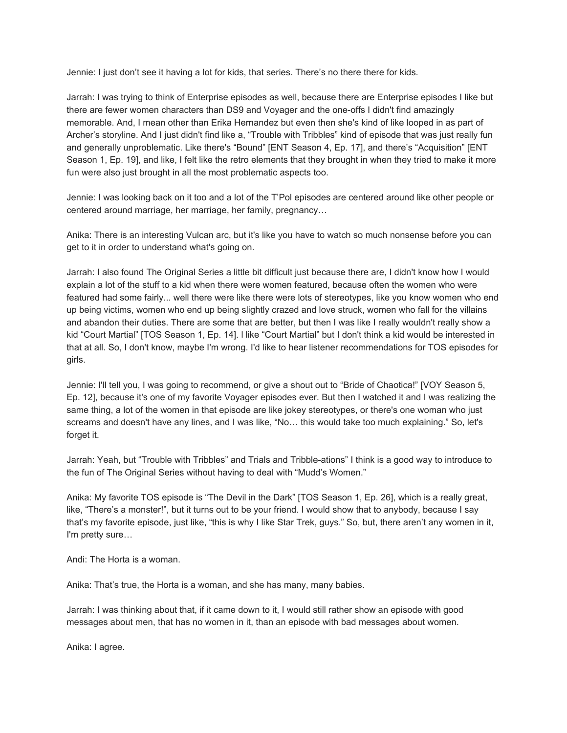Jennie: I just don't see it having a lot for kids, that series. There's no there there for kids.

Jarrah: I was trying to think of Enterprise episodes as well, because there are Enterprise episodes I like but there are fewer women characters than DS9 and Voyager and the one-offs I didn't find amazingly memorable. And, I mean other than Erika Hernandez but even then she's kind of like looped in as part of Archer's storyline. And I just didn't find like a, "Trouble with Tribbles" kind of episode that was just really fun and generally unproblematic. Like there's "Bound" [ENT Season 4, Ep. 17], and there's "Acquisition" [ENT Season 1, Ep. 19], and like, I felt like the retro elements that they brought in when they tried to make it more fun were also just brought in all the most problematic aspects too.

Jennie: I was looking back on it too and a lot of the T'Pol episodes are centered around like other people or centered around marriage, her marriage, her family, pregnancy…

Anika: There is an interesting Vulcan arc, but it's like you have to watch so much nonsense before you can get to it in order to understand what's going on.

Jarrah: I also found The Original Series a little bit difficult just because there are, I didn't know how I would explain a lot of the stuff to a kid when there were women featured, because often the women who were featured had some fairly... well there were like there were lots of stereotypes, like you know women who end up being victims, women who end up being slightly crazed and love struck, women who fall for the villains and abandon their duties. There are some that are better, but then I was like I really wouldn't really show a kid "Court Martial" [TOS Season 1, Ep. 14]. I like "Court Martial" but I don't think a kid would be interested in that at all. So, I don't know, maybe I'm wrong. I'd like to hear listener recommendations for TOS episodes for girls.

Jennie: I'll tell you, I was going to recommend, or give a shout out to "Bride of Chaotica!" [VOY Season 5, Ep. 12], because it's one of my favorite Voyager episodes ever. But then I watched it and I was realizing the same thing, a lot of the women in that episode are like jokey stereotypes, or there's one woman who just screams and doesn't have any lines, and I was like, "No… this would take too much explaining." So, let's forget it.

Jarrah: Yeah, but "Trouble with Tribbles" and Trials and Tribble-ations" I think is a good way to introduce to the fun of The Original Series without having to deal with "Mudd's Women."

Anika: My favorite TOS episode is "The Devil in the Dark" [TOS Season 1, Ep. 26], which is a really great, like, "There's a monster!", but it turns out to be your friend. I would show that to anybody, because I say that's my favorite episode, just like, "this is why I like Star Trek, guys." So, but, there aren't any women in it, I'm pretty sure…

Andi: The Horta is a woman.

Anika: That's true, the Horta is a woman, and she has many, many babies.

Jarrah: I was thinking about that, if it came down to it, I would still rather show an episode with good messages about men, that has no women in it, than an episode with bad messages about women.

Anika: I agree.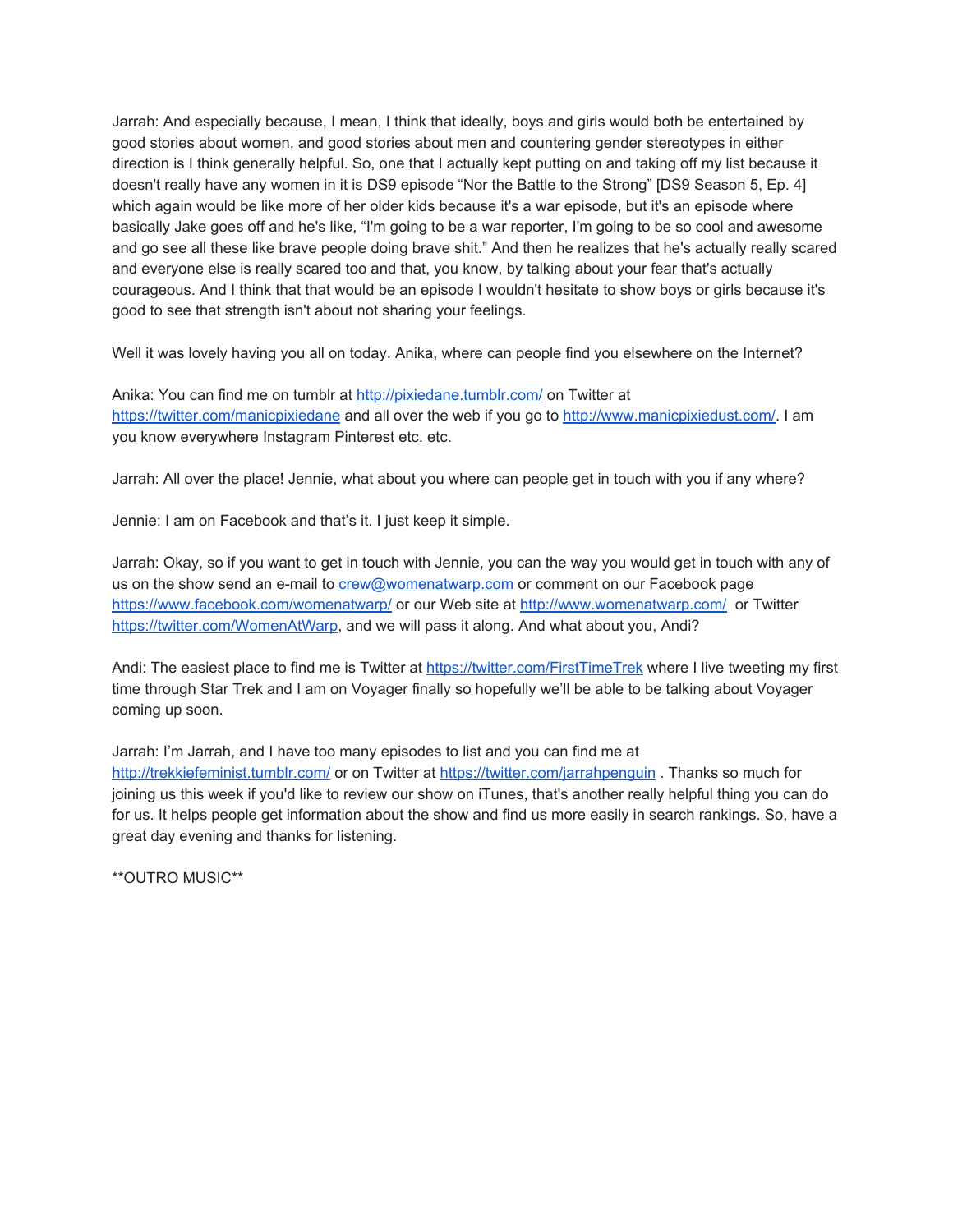Jarrah: And especially because, I mean, I think that ideally, boys and girls would both be entertained by good stories about women, and good stories about men and countering gender stereotypes in either direction is I think generally helpful. So, one that I actually kept putting on and taking off my list because it doesn't really have any women in it is DS9 episode "Nor the Battle to the Strong" [DS9 Season 5, Ep. 4] which again would be like more of her older kids because it's a war episode, but it's an episode where basically Jake goes off and he's like, "I'm going to be a war reporter, I'm going to be so cool and awesome and go see all these like brave people doing brave shit." And then he realizes that he's actually really scared and everyone else is really scared too and that, you know, by talking about your fear that's actually courageous. And I think that that would be an episode I wouldn't hesitate to show boys or girls because it's good to see that strength isn't about not sharing your feelings.

Well it was lovely having you all on today. Anika, where can people find you elsewhere on the Internet?

Anika: You can find me on tumblr at http://pixiedane.tumblr.com/ on Twitter at https://twitter.com/manicpixiedane and all over the web if you go to http://www.manicpixiedust.com/. I am you know everywhere Instagram Pinterest etc. etc.

Jarrah: All over the place! Jennie, what about you where can people get in touch with you if any where?

Jennie: I am on Facebook and that's it. I just keep it simple.

Jarrah: Okay, so if you want to get in touch with Jennie, you can the way you would get in touch with any of us on the show send an e-mail to crew@womenatwarp.com or comment on our Facebook page https://www.facebook.com/womenatwarp/ or our Web site at http://www.womenatwarp.com/ or Twitter https://twitter.com/WomenAtWarp, and we will pass it along. And what about you, Andi?

Andi: The easiest place to find me is Twitter at https://twitter.com/FirstTimeTrek where I live tweeting my first time through Star Trek and I am on Voyager finally so hopefully we'll be able to be talking about Voyager coming up soon.

Jarrah: I'm Jarrah, and I have too many episodes to list and you can find me at http://trekkiefeminist.tumblr.com/ or on Twitter at https://twitter.com/jarrahpenguin . Thanks so much for joining us this week if you'd like to review our show on iTunes, that's another really helpful thing you can do for us. It helps people get information about the show and find us more easily in search rankings. So, have a great day evening and thanks for listening.

**OUTRO MUSIC**